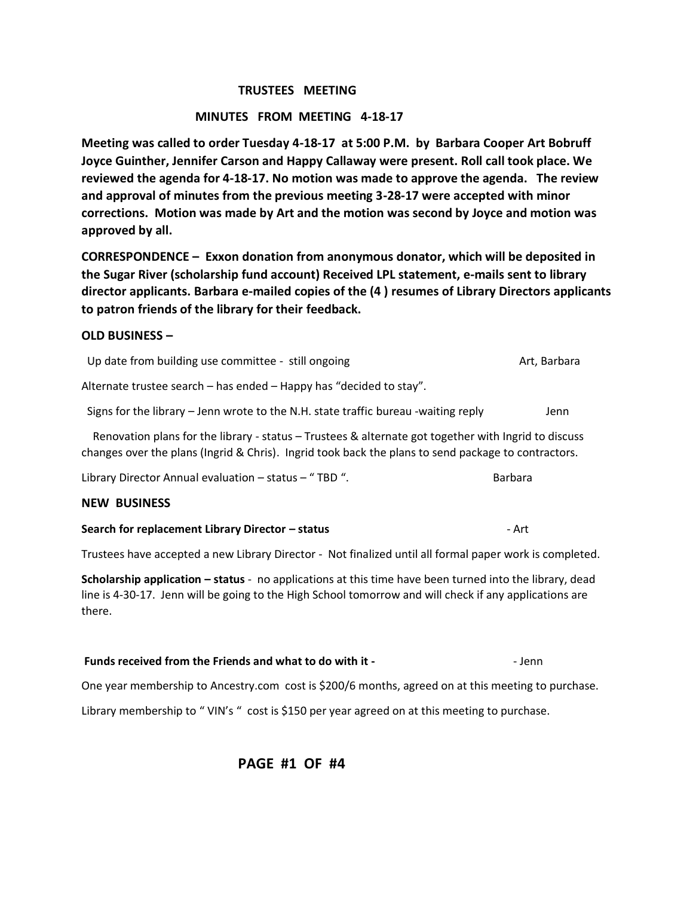# TRUSTEES MEETING

## MINUTES FROM MEETING 4-18-17

**Meeting was called to order Tuesday 4-18-17 at 5:00 P.M. by Barbara Cooper Art Bobruff Joyce Guinther, Jennifer Carson and Happy Callaway were present. Roll call took place. We reviewed the agenda for 4-18-17. No motion was made to approve the agenda. The review and approval of minutes from the previous meeting 3-28-17 were accepted with minor corrections. Motion was made by Art and the motion was second by Joyce and motion was approved by all.**

**CORRESPONDENCE – Exxon donation from anonymous donator, which will be deposited in the Sugar River (scholarship fund account) Received LPL statement, e-mails sent to library director applicants. Barbara e-mailed copies of the (4 ) resumes of Library Directors applicants to patron friends of the library for their feedback.**

**OLD BUSINESS –**

Up date from building use committee - still ongoing — Art, Barbara

Alternate trustee search – has ended – Happy has "decided to stay".

Signs for the library – Jenn wrote to the N.H. state traffic bureau -waiting reply — Jenn

Renovation plans for the library - status – Trustees & alternate got together with Ingrid to discuss changes over the plans (Ingrid & Chris). Ingrid took back the plans to send package to contractors.

Library Director Annual evaluation – status – " TBD ". — Barbara

**NEW BUSINESS**

**Search for replacement Library Director – status** - Art

Trustees have accepted a new Library Director - Not finalized until all formal paper work is completed.

**Scholarship application – status** - no applications at this time have been turned into the library, dead line is 4-30-17. Jenn will be going to the High School tomorrow and will check if any applications are there.

**Funds received from the Friends and what to do with it -** - Jenn

One year membership to Ancestry.com cost is $200/6 months, agreed on at this meeting to purchase.

Library membership to " VIN's " cost is $150 per year agreed on at this meeting to purchase.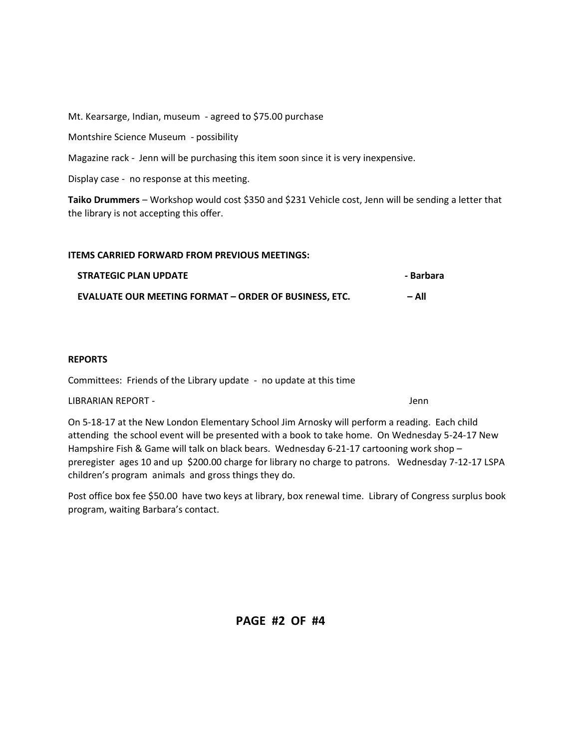Mt. Kearsarge, Indian, museum - agreed to $75.00 purchase

Montshire Science Museum - possibility

Magazine rack - Jenn will be purchasing this item soon since it is very inexpensive.

Display case - no response at this meeting.

**Taiko Drummers** – Workshop would cost $350 and $231 Vehicle cost, Jenn will be sending a letter that the library is not accepting this offer.

**ITEMS CARRIED FORWARD FROM PREVIOUS MEETINGS:**

**STRATEGIC PLAN UPDATE - Barbara**

**EVALUATE OUR MEETING FORMAT – ORDER OF BUSINESS, ETC. – All**

**REPORTS**

Committees: Friends of the Library update - no update at this time

LIBRARIAN REPORT - Jenn

On 5-18-17 at the New London Elementary School Jim Arnosky will perform a reading. Each child attending the school event will be presented with a book to take home. On Wednesday 5-24-17 New Hampshire Fish & Game will talk on black bears. Wednesday 6-21-17 cartooning work shop – preregister ages 10 and up $200.00 charge for library no charge to patrons. Wednesday 7-12-17 LSPA children's program animals and gross things they do.

Post office box fee $50.00 have two keys at library, box renewal time. Library of Congress surplus book program, waiting Barbara's contact.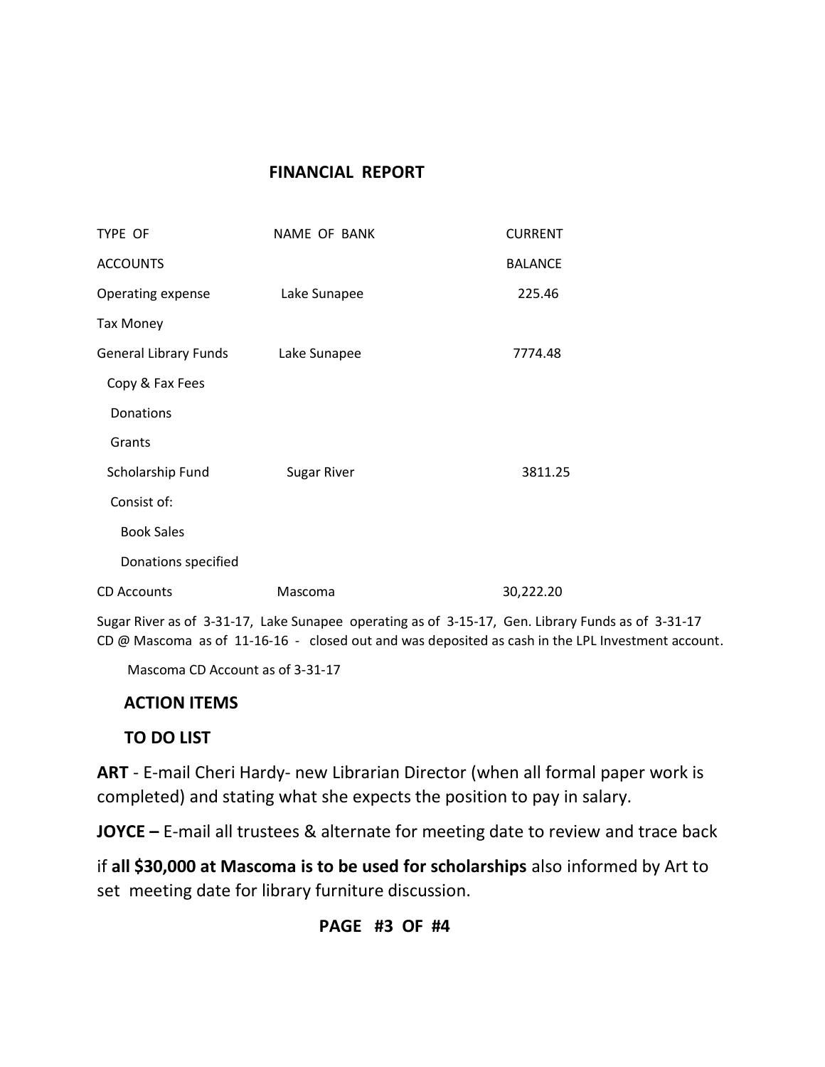## FINANCIAL REPORT

| TYPE OF ACCOUNTS | NAME OF BANK | CURRENT BALANCE |
|---|---|---|
| Operating expense | Lake Sunapee | 225.46 |
| Tax Money | | |
| General Library Funds | Lake Sunapee | 7774.48 |
| Copy & Fax Fees | | |
| Donations | | |
| Grants | | |
| Scholarship Fund | Sugar River | 3811.25 |
| Consist of: | | |
| Book Sales | | |
| Donations specified | | |
| CD Accounts | Mascoma | 30,222.20 |

Sugar River as of 3-31-17, Lake Sunapee operating as of 3-15-17, Gen. Library Funds as of 3-31-17
CD @ Mascoma as of 11-16-16 - closed out and was deposited as cash in the LPL Investment account.

Mascoma CD Account as of 3-31-17

### ACTION ITEMS

### TO DO LIST

**ART** - E-mail Cheri Hardy- new Librarian Director (when all formal paper work is completed) and stating what she expects the position to pay in salary.

**JOYCE –** E-mail all trustees & alternate for meeting date to review and trace back if **all $30,000 at Mascoma is to be used for scholarships** also informed by Art to set meeting date for library furniture discussion.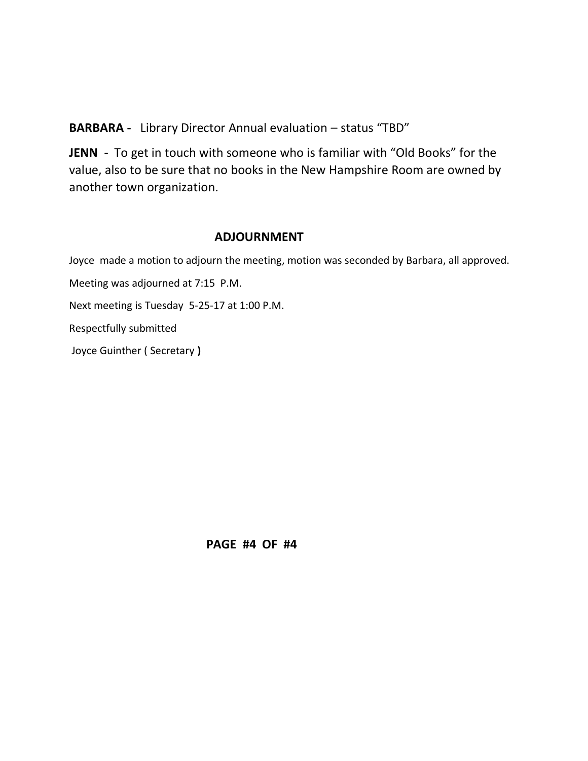**BARBARA -** Library Director Annual evaluation – status "TBD"

**JENN -** To get in touch with someone who is familiar with "Old Books" for the value, also to be sure that no books in the New Hampshire Room are owned by another town organization.

## ADJOURNMENT

Joyce made a motion to adjourn the meeting, motion was seconded by Barbara, all approved.

Meeting was adjourned at 7:15 P.M.

Next meeting is Tuesday 5-25-17 at 1:00 P.M.

Respectfully submitted

Joyce Guinther ( Secretary **)**